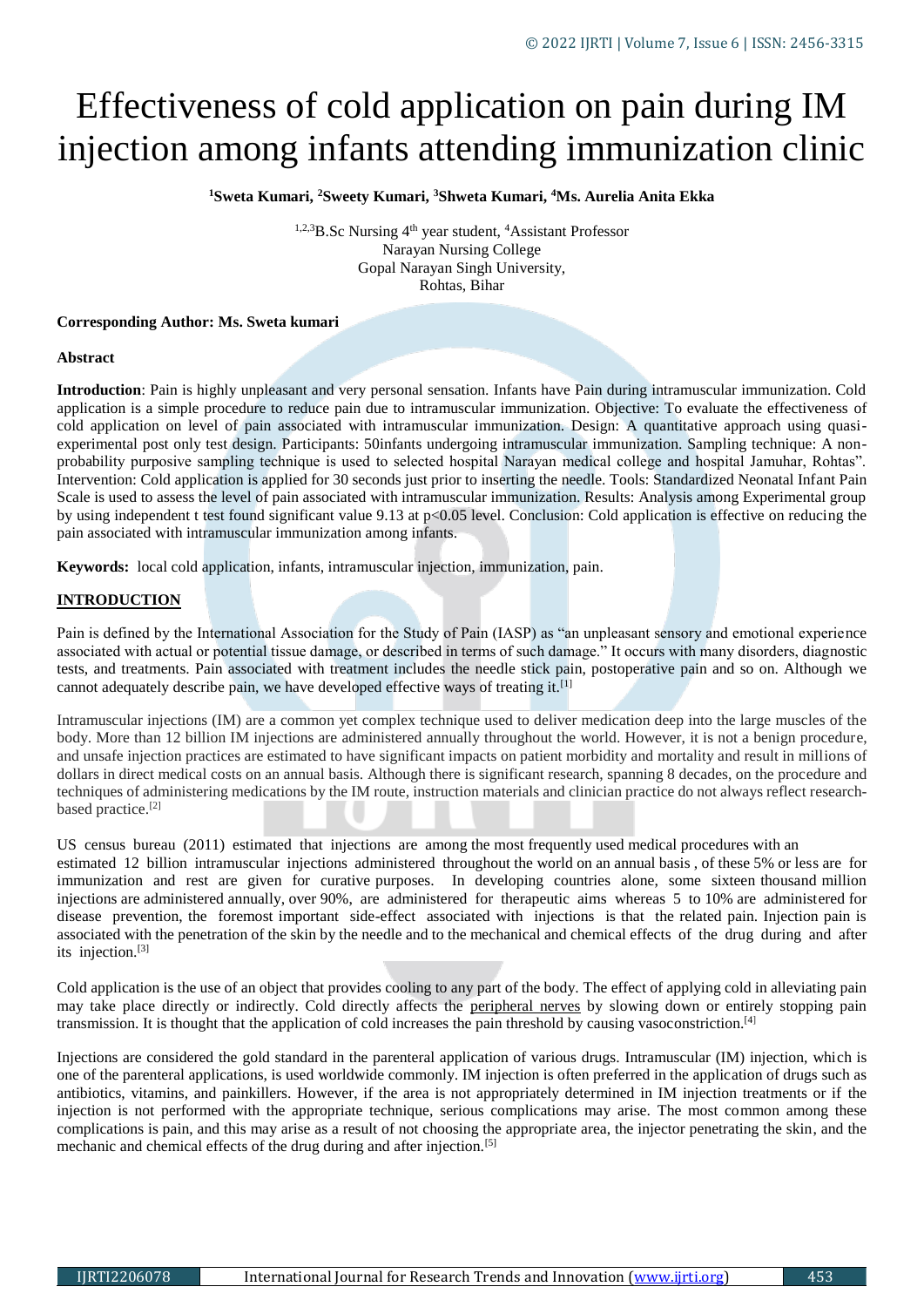# Effectiveness of cold application on pain during IM injection among infants attending immunization clinic

**[1]Sweta Kumari, [2]Sweety Kumari, [3]Shweta Kumari, [4]Ms. Aurelia Anita Ekka**

[1,2,3]B.Sc Nursing 4th year student, [4]Assistant Professor
Narayan Nursing College
Gopal Narayan Singh University,
Rohtas, Bihar

**Corresponding Author: Ms. Sweta kumari**

**Abstract**

**Introduction**: Pain is highly unpleasant and very personal sensation. Infants have Pain during intramuscular immunization. Cold application is a simple procedure to reduce pain due to intramuscular immunization. Objective: To evaluate the effectiveness of cold application on level of pain associated with intramuscular immunization. Design: A quantitative approach using quasi-experimental post only test design. Participants: 50infants undergoing intramuscular immunization. Sampling technique: A non-probability purposive sampling technique is used to selected hospital Narayan medical college and hospital Jamuhar, Rohtas". Intervention: Cold application is applied for 30 seconds just prior to inserting the needle. Tools: Standardized Neonatal Infant Pain Scale is used to assess the level of pain associated with intramuscular immunization. Results: Analysis among Experimental group by using independent t test found significant value 9.13 at $p<0.05$ level. Conclusion: Cold application is effective on reducing the pain associated with intramuscular immunization among infants.

**Keywords:** local cold application, infants, intramuscular injection, immunization, pain.

## INTRODUCTION

Pain is defined by the International Association for the Study of Pain (IASP) as "an unpleasant sensory and emotional experience associated with actual or potential tissue damage, or described in terms of such damage." It occurs with many disorders, diagnostic tests, and treatments. Pain associated with treatment includes the needle stick pain, postoperative pain and so on. Although we cannot adequately describe pain, we have developed effective ways of treating it.[1]

Intramuscular injections (IM) are a common yet complex technique used to deliver medication deep into the large muscles of the body. More than 12 billion IM injections are administered annually throughout the world. However, it is not a benign procedure, and unsafe injection practices are estimated to have significant impacts on patient morbidity and mortality and result in millions of dollars in direct medical costs on an annual basis. Although there is significant research, spanning 8 decades, on the procedure and techniques of administering medications by the IM route, instruction materials and clinician practice do not always reflect research-based practice.[2]

US census bureau (2011) estimated that injections are among the most frequently used medical procedures with an estimated 12 billion intramuscular injections administered throughout the world on an annual basis , of these 5% or less are for immunization and rest are given for curative purposes. In developing countries alone, some sixteen thousand million injections are administered annually, over 90%, are administered for therapeutic aims whereas 5 to 10% are administered for disease prevention, the foremost important side-effect associated with injections is that the related pain. Injection pain is associated with the penetration of the skin by the needle and to the mechanical and chemical effects of the drug during and after its injection.[3]

Cold application is the use of an object that provides cooling to any part of the body. The effect of applying cold in alleviating pain may take place directly or indirectly. Cold directly affects the peripheral nerves by slowing down or entirely stopping pain transmission. It is thought that the application of cold increases the pain threshold by causing vasoconstriction.[4]

Injections are considered the gold standard in the parenteral application of various drugs. Intramuscular (IM) injection, which is one of the parenteral applications, is used worldwide commonly. IM injection is often preferred in the application of drugs such as antibiotics, vitamins, and painkillers. However, if the area is not appropriately determined in IM injection treatments or if the injection is not performed with the appropriate technique, serious complications may arise. The most common among these complications is pain, and this may arise as a result of not choosing the appropriate area, the injector penetrating the skin, and the mechanic and chemical effects of the drug during and after injection.[5]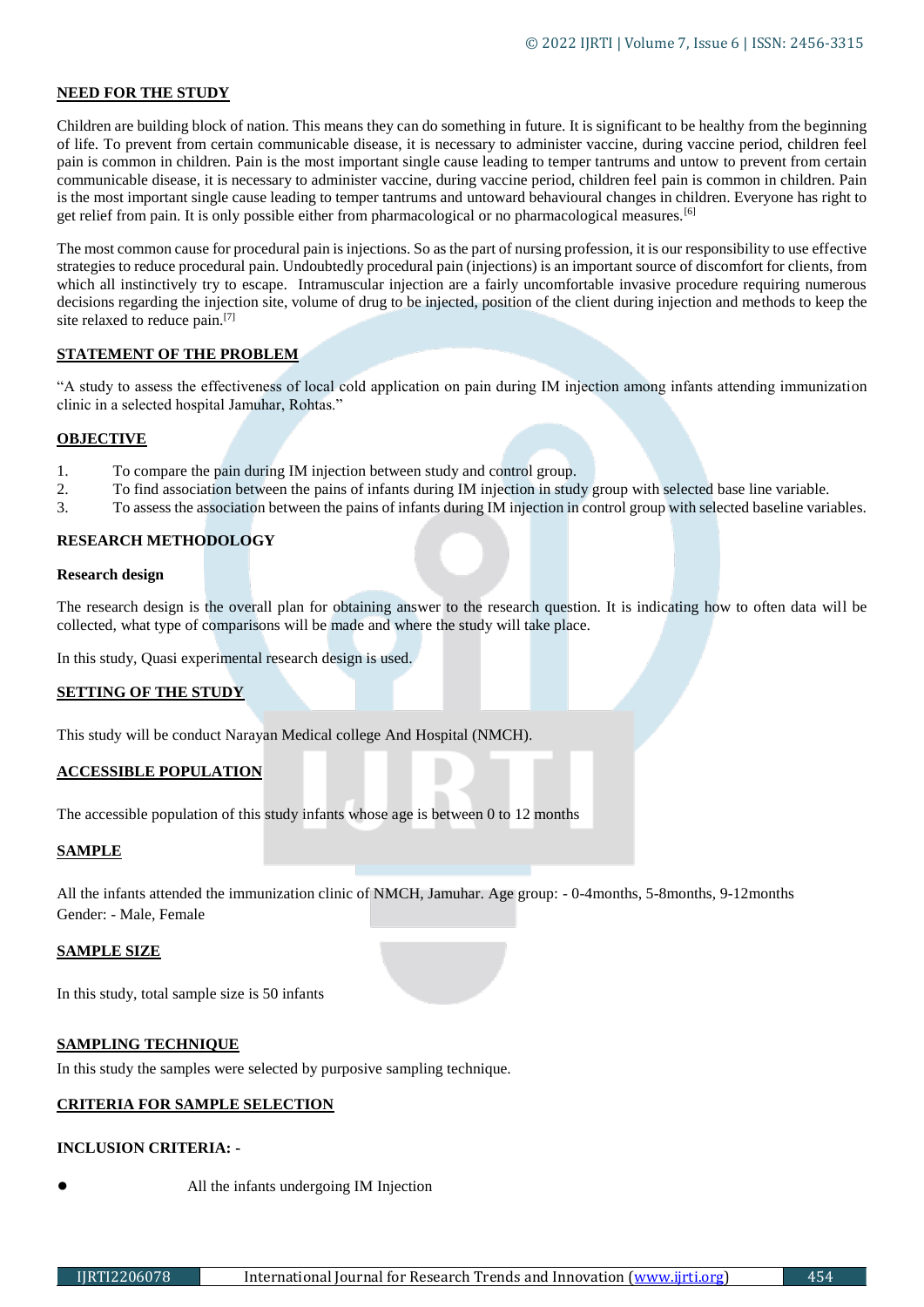## NEED FOR THE STUDY

Children are building block of nation. This means they can do something in future. It is significant to be healthy from the beginning of life. To prevent from certain communicable disease, it is necessary to administer vaccine, during vaccine period, children feel pain is common in children. Pain is the most important single cause leading to temper tantrums and untow to prevent from certain communicable disease, it is necessary to administer vaccine, during vaccine period, children feel pain is common in children. Pain is the most important single cause leading to temper tantrums and untoward behavioural changes in children. Everyone has right to get relief from pain. It is only possible either from pharmacological or no pharmacological measures.[6]

The most common cause for procedural pain is injections. So as the part of nursing profession, it is our responsibility to use effective strategies to reduce procedural pain. Undoubtedly procedural pain (injections) is an important source of discomfort for clients, from which all instinctively try to escape. Intramuscular injection are a fairly uncomfortable invasive procedure requiring numerous decisions regarding the injection site, volume of drug to be injected, position of the client during injection and methods to keep the site relaxed to reduce pain.[7]

## STATEMENT OF THE PROBLEM

"A study to assess the effectiveness of local cold application on pain during IM injection among infants attending immunization clinic in a selected hospital Jamuhar, Rohtas."

## OBJECTIVE

1. To compare the pain during IM injection between study and control group.
2. To find association between the pains of infants during IM injection in study group with selected base line variable.
3. To assess the association between the pains of infants during IM injection in control group with selected baseline variables.

## RESEARCH METHODOLOGY

### Research design

The research design is the overall plan for obtaining answer to the research question. It is indicating how to often data will be collected, what type of comparisons will be made and where the study will take place.

In this study, Quasi experimental research design is used.

## SETTING OF THE STUDY

This study will be conduct Narayan Medical college And Hospital (NMCH).

## ACCESSIBLE POPULATION

The accessible population of this study infants whose age is between 0 to 12 months

## SAMPLE

All the infants attended the immunization clinic of NMCH, Jamuhar. Age group: - 0-4months, 5-8months, 9-12months
Gender: - Male, Female

## SAMPLE SIZE

In this study, total sample size is 50 infants

## SAMPLING TECHNIQUE

In this study the samples were selected by purposive sampling technique.

## CRITERIA FOR SAMPLE SELECTION

### INCLUSION CRITERIA: -

- All the infants undergoing IM Injection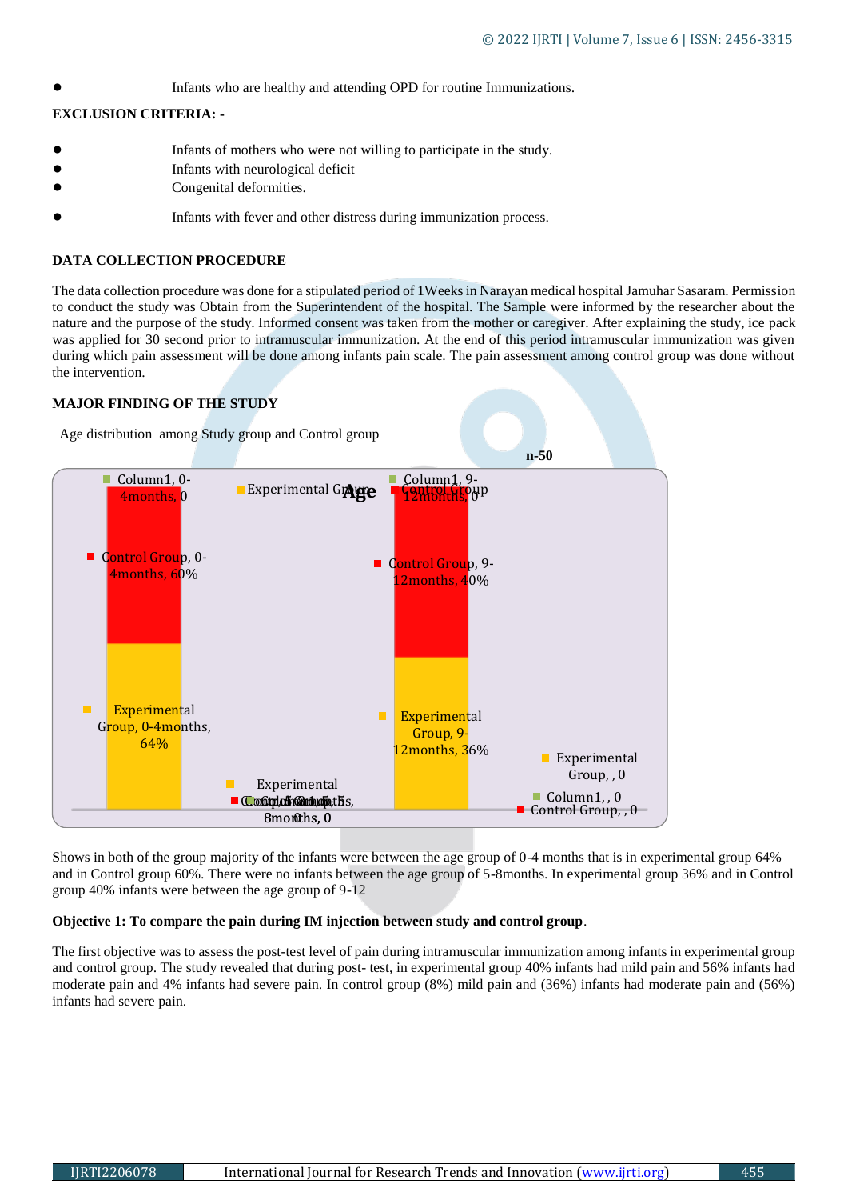- Infants who are healthy and attending OPD for routine Immunizations.

**EXCLUSION CRITERIA: -**

- Infants of mothers who were not willing to participate in the study.
- Infants with neurological deficit
- Congenital deformities.
- Infants with fever and other distress during immunization process.

**DATA COLLECTION PROCEDURE**

The data collection procedure was done for a stipulated period of 1Weeks in Narayan medical hospital Jamuhar Sasaram. Permission to conduct the study was Obtain from the Superintendent of the hospital. The Sample were informed by the researcher about the nature and the purpose of the study. Informed consent was taken from the mother or caregiver. After explaining the study, ice pack was applied for 30 second prior to intramuscular immunization. At the end of this period intramuscular immunization was given during which pain assessment will be done among infants pain scale. The pain assessment among control group was done without the intervention.

**MAJOR FINDING OF THE STUDY**

Age distribution among Study group and Control group

n-50

Age

| Age group | Experimental Group | Control Group | Column1 |
|---|---|---|---|
| 0-4months | 64% | 60% | 0 |
| 5-8months | 0 | 0 | 0 |
| 9-12months | 36% | 40% | 0 |
| | 0 | 0 | 0 |

Shows in both of the group majority of the infants were between the age group of 0-4 months that is in experimental group 64% and in Control group 60%. There were no infants between the age group of 5-8months. In experimental group 36% and in Control group 40% infants were between the age group of 9-12

**Objective 1: To compare the pain during IM injection between study and control group**.

The first objective was to assess the post-test level of pain during intramuscular immunization among infants in experimental group and control group. The study revealed that during post- test, in experimental group 40% infants had mild pain and 56% infants had moderate pain and 4% infants had severe pain. In control group (8%) mild pain and (36%) infants had moderate pain and (56%) infants had severe pain.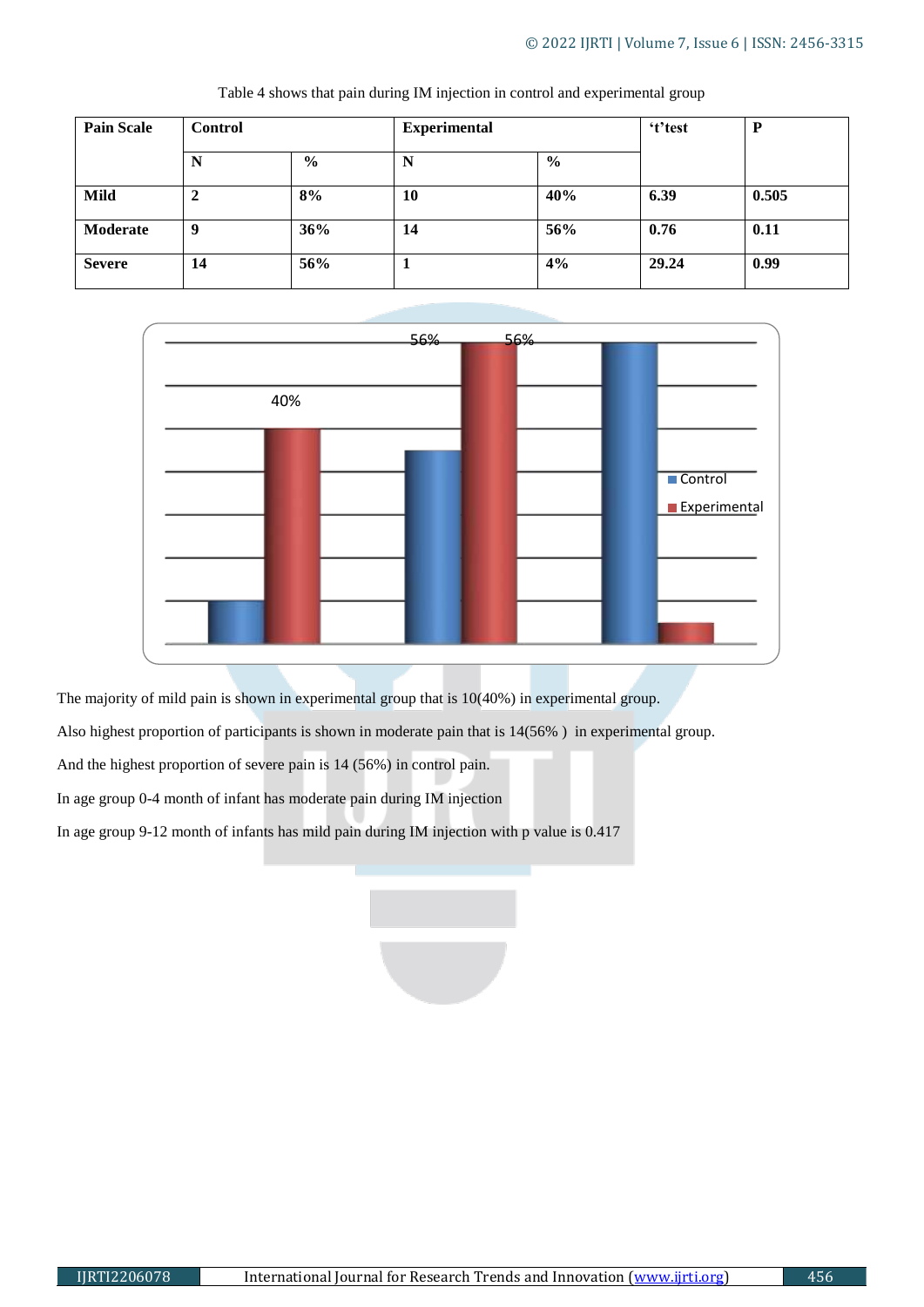Table 4 shows that pain during IM injection in control and experimental group

| Pain Scale | Control | | Experimental | | 't'test | P |
|---|---|---|---|---|---|---|
| | N | % | N | % | | |
| **Mild** | **2** | **8%** | **10** | **40%** | **6.39** | **0.505** |
| **Moderate** | **9** | **36%** | **14** | **56%** | **0.76** | **0.11** |
| **Severe** | **14** | **56%** | **1** | **4%** | **29.24** | **0.99** |

The majority of mild pain is shown in experimental group that is 10(40%) in experimental group.

Also highest proportion of participants is shown in moderate pain that is 14(56% ) in experimental group.

And the highest proportion of severe pain is 14 (56%) in control pain.

In age group 0-4 month of infant has moderate pain during IM injection

In age group 9-12 month of infants has mild pain during IM injection with p value is 0.417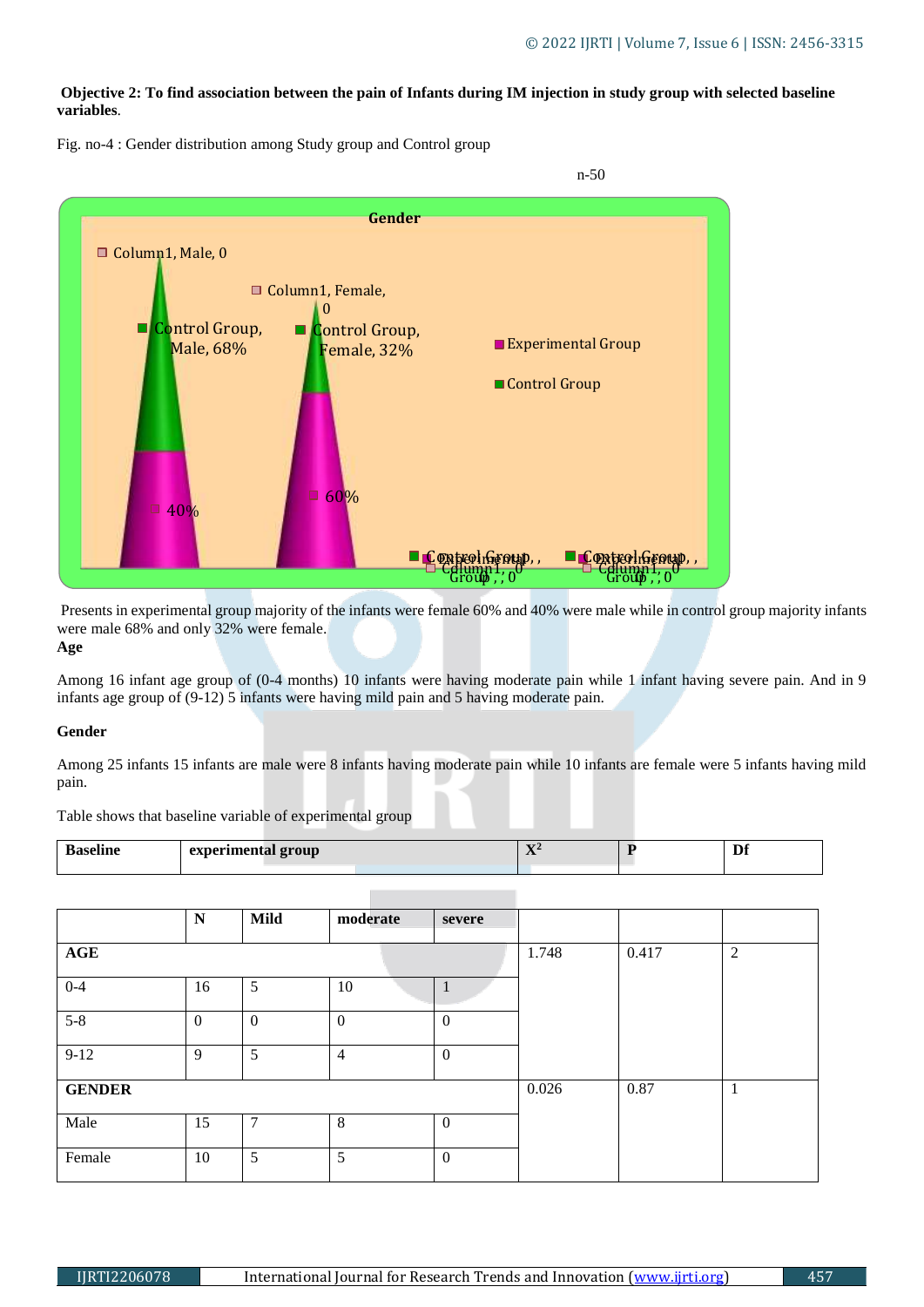**Objective 2: To find association between the pain of Infants during IM injection in study group with selected baseline variables**.

Fig. no-4 : Gender distribution among Study group and Control group

n-50

Presents in experimental group majority of the infants were female 60% and 40% were male while in control group majority infants were male 68% and only 32% were female.

**Age**

Among 16 infant age group of (0-4 months) 10 infants were having moderate pain while 1 infant having severe pain. And in 9 infants age group of (9-12) 5 infants were having mild pain and 5 having moderate pain.

**Gender**

Among 25 infants 15 infants are male were 8 infants having moderate pain while 10 infants are female were 5 infants having mild pain.

Table shows that baseline variable of experimental group

| **Baseline** | **experimental group** | | | | **$X^2$** | **P** | **Df** |
|---|---|---|---|---|---|---|---|
| | **N** | **Mild** | **moderate** | **severe** | | | |
| **AGE** | | | | | 1.748 | 0.417 | 2 |
| 0-4 | 16 | 5 | 10 | 1 | | | |
| 5-8 | 0 | 0 | 0 | 0 | | | |
| 9-12 | 9 | 5 | 4 | 0 | | | |
| **GENDER** | | | | | 0.026 | 0.87 | 1 |
| Male | 15 | 7 | 8 | 0 | | | |
| Female | 10 | 5 | 5 | 0 | | | |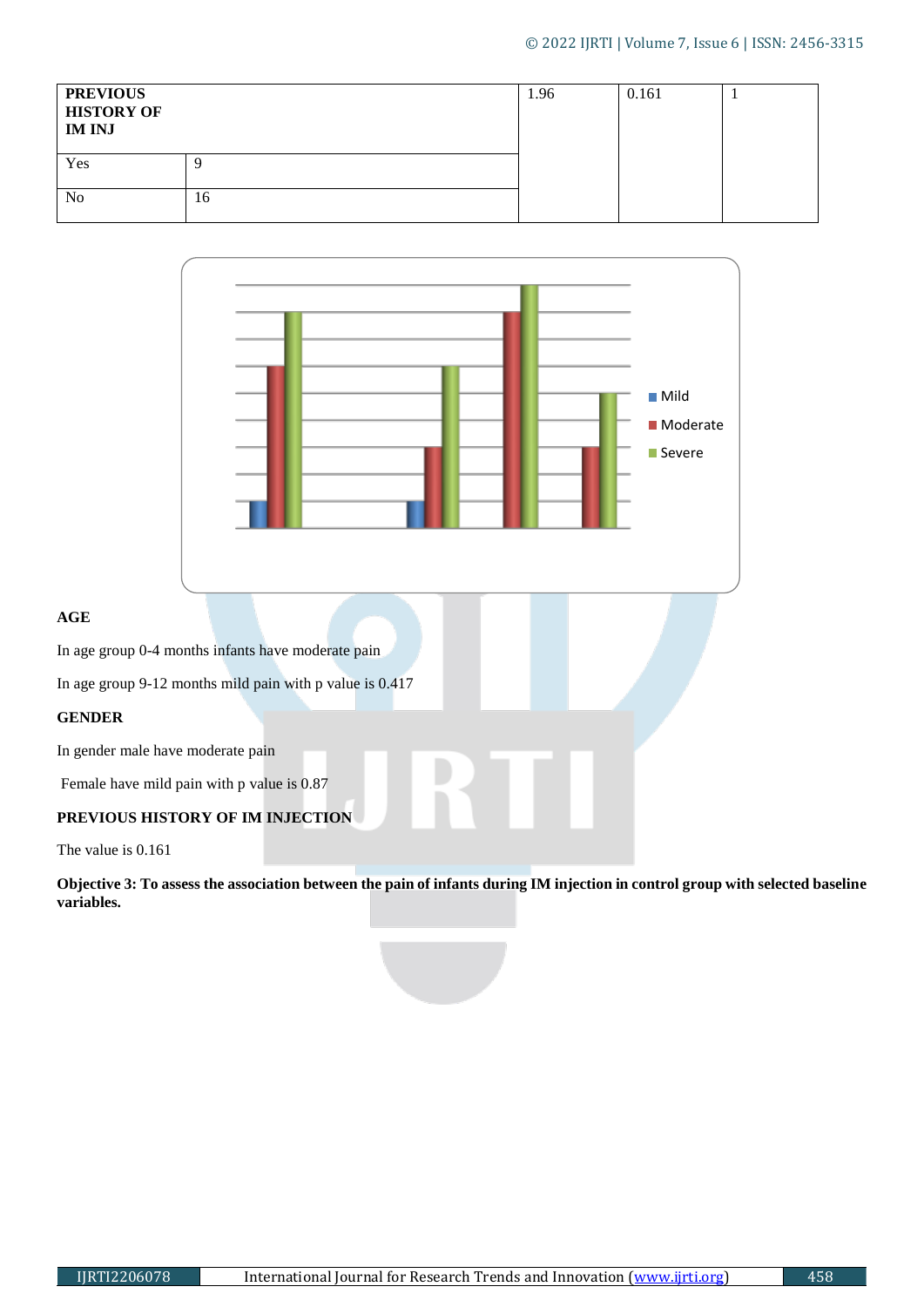| PREVIOUS HISTORY OF IM INJ | | 1.96 | 0.161 | 1 |
|---|---|---|---|---|
| Yes | 9 | | | |
| No | 16 | | | |

**AGE**

In age group 0-4 months infants have moderate pain

In age group 9-12 months mild pain with p value is 0.417

**GENDER**

In gender male have moderate pain

Female have mild pain with p value is 0.87

**PREVIOUS HISTORY OF IM INJECTION**

The value is 0.161

**Objective 3: To assess the association between the pain of infants during IM injection in control group with selected baseline variables.**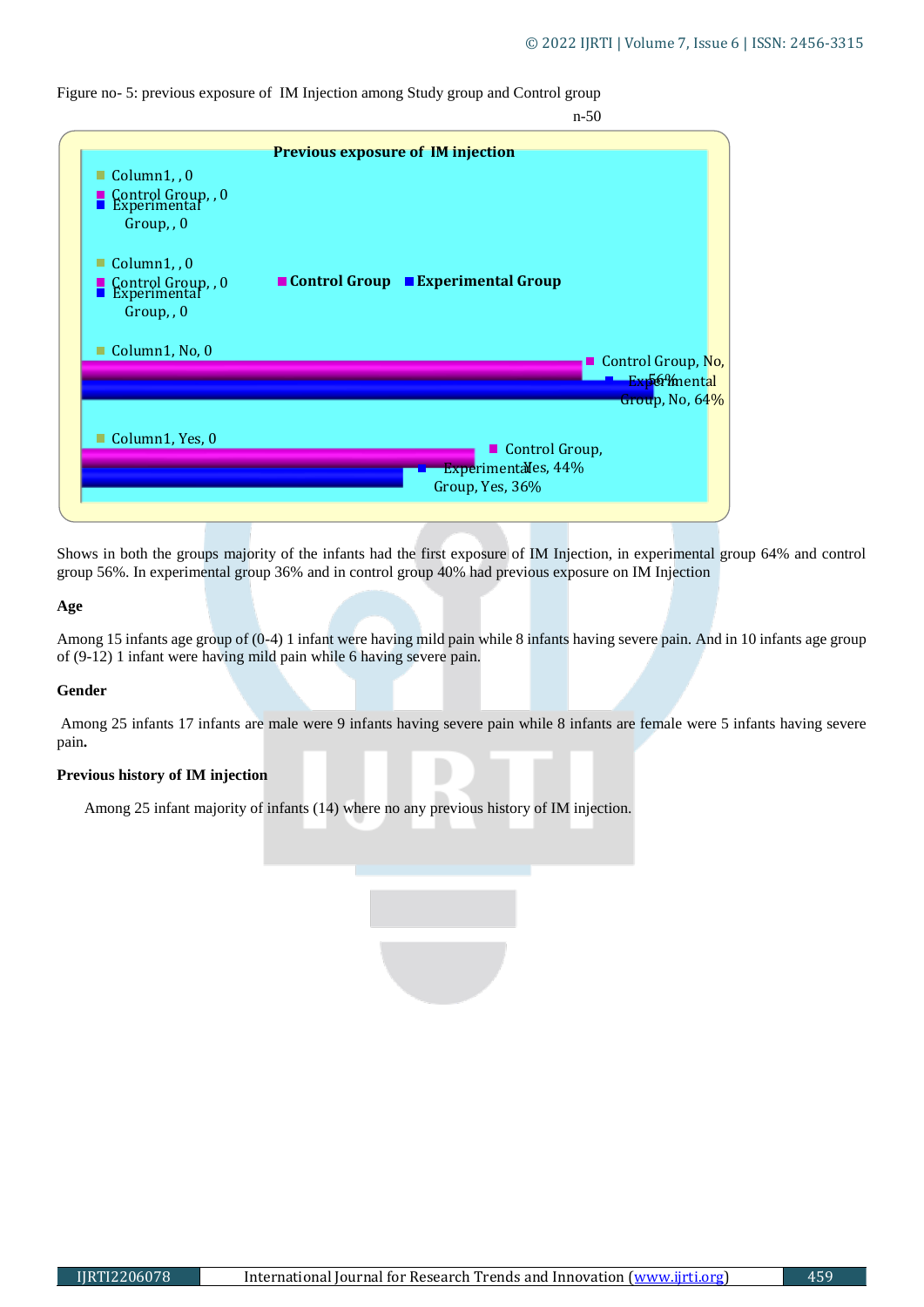Figure no- 5: previous exposure of IM Injection among Study group and Control group

n-50

Shows in both the groups majority of the infants had the first exposure of IM Injection, in experimental group 64% and control group 56%. In experimental group 36% and in control group 40% had previous exposure on IM Injection

**Age**

Among 15 infants age group of (0-4) 1 infant were having mild pain while 8 infants having severe pain. And in 10 infants age group of (9-12) 1 infant were having mild pain while 6 having severe pain.

**Gender**

Among 25 infants 17 infants are male were 9 infants having severe pain while 8 infants are female were 5 infants having severe pain**.**

**Previous history of IM injection**

Among 25 infant majority of infants (14) where no any previous history of IM injection.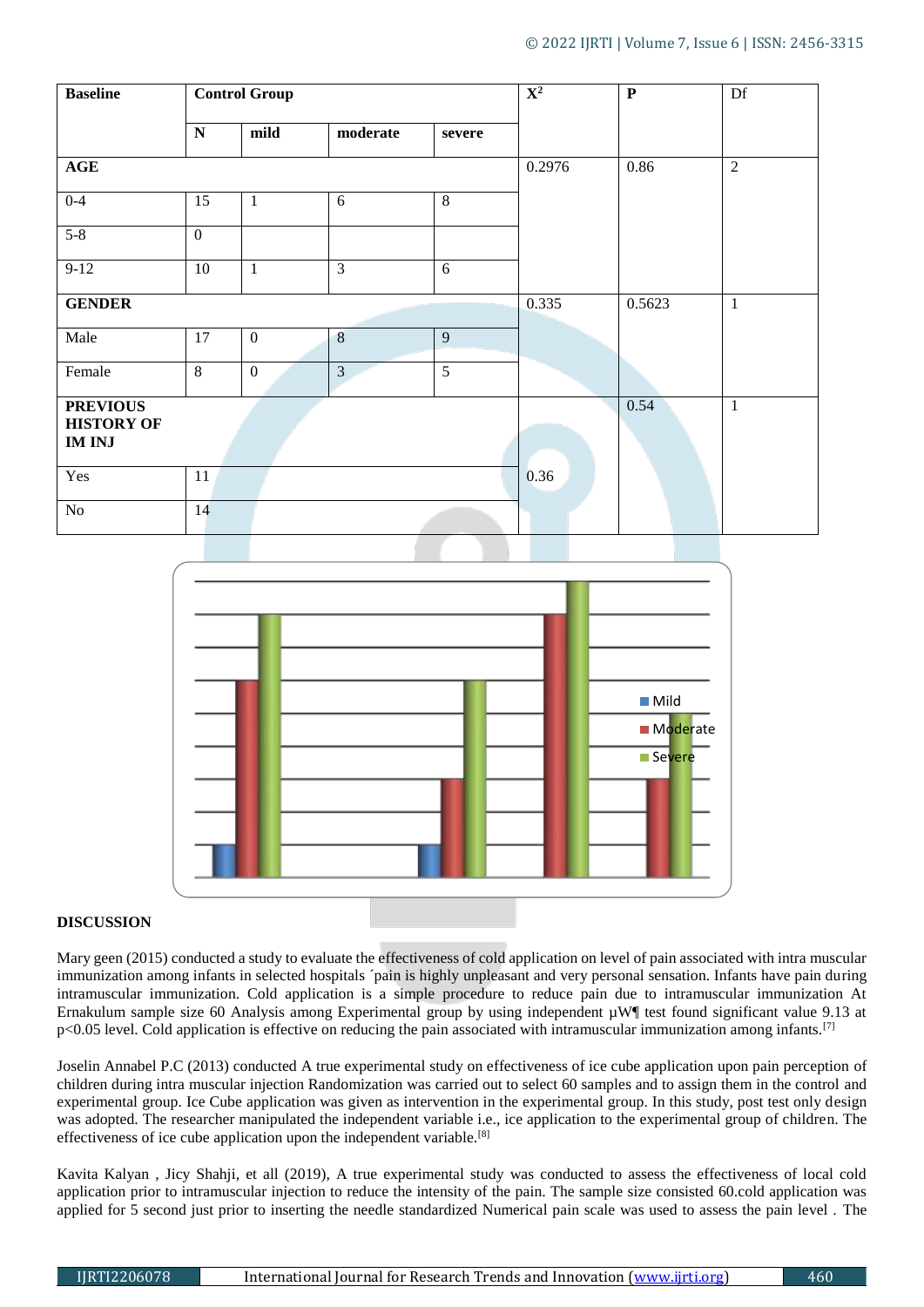| Baseline | Control Group | | | | $X^2$ | P | Df |
|---|---|---|---|---|---|---|---|
| | N | mild | moderate | severe | | | |
| **AGE** | | | | | 0.2976 | 0.86 | 2 |
| 0-4 | 15 | 1 | 6 | 8 | | | |
| 5-8 | 0 | | | | | | |
| 9-12 | 10 | 1 | 3 | 6 | | | |
| **GENDER** | | | | | 0.335 | 0.5623 | 1 |
| Male | 17 | 0 | 8 | 9 | | | |
| Female | 8 | 0 | 3 | 5 | | | |
| **PREVIOUS HISTORY OF IM INJ** | | | | | | 0.54 | 1 |
| Yes | 11 | | | | 0.36 | | |
| No | 14 | | | | | | |

Mild
Moderate
Severe

## DISCUSSION

Mary geen (2015) conducted a study to evaluate the effectiveness of cold application on level of pain associated with intra muscular immunization among infants in selected hospitals ´pain is highly unpleasant and very personal sensation. Infants have pain during intramuscular immunization. Cold application is a simple procedure to reduce pain due to intramuscular immunization At Ernakulum sample size 60 Analysis among Experimental group by using independent µW¶ test found significant value 9.13 at p<0.05 level. Cold application is effective on reducing the pain associated with intramuscular immunization among infants.[7]

Joselin Annabel P.C (2013) conducted A true experimental study on effectiveness of ice cube application upon pain perception of children during intra muscular injection Randomization was carried out to select 60 samples and to assign them in the control and experimental group. Ice Cube application was given as intervention in the experimental group. In this study, post test only design was adopted. The researcher manipulated the independent variable i.e., ice application to the experimental group of children. The effectiveness of ice cube application upon the independent variable.[8]

Kavita Kalyan , Jicy Shahji, et all (2019), A true experimental study was conducted to assess the effectiveness of local cold application prior to intramuscular injection to reduce the intensity of the pain. The sample size consisted 60.cold application was applied for 5 second just prior to inserting the needle standardized Numerical pain scale was used to assess the pain level . The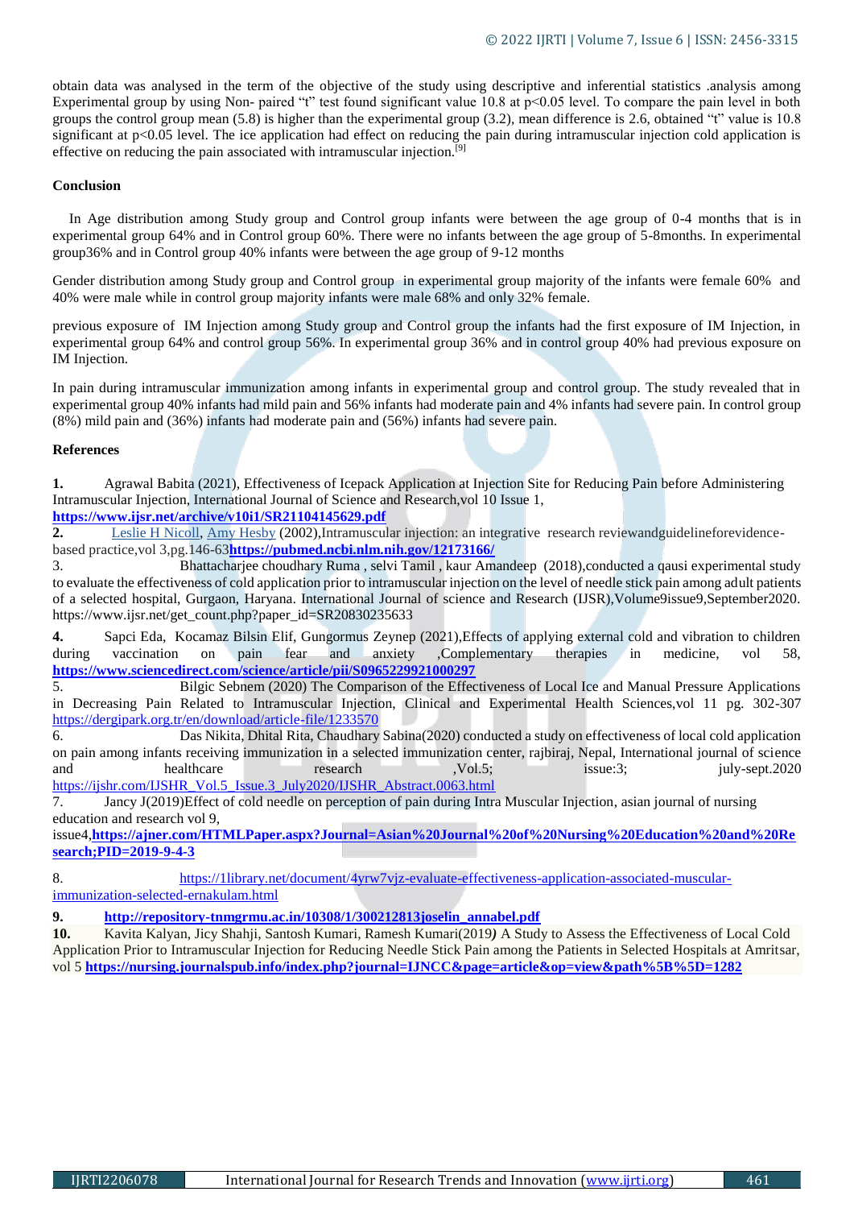obtain data was analysed in the term of the objective of the study using descriptive and inferential statistics .analysis among Experimental group by using Non- paired "t" test found significant value 10.8 at $p<0.05$ level. To compare the pain level in both groups the control group mean (5.8) is higher than the experimental group (3.2), mean difference is 2.6, obtained "t" value is 10.8 significant at $p<0.05$ level. The ice application had effect on reducing the pain during intramuscular injection cold application is effective on reducing the pain associated with intramuscular injection.[9]

### Conclusion

In Age distribution among Study group and Control group infants were between the age group of 0-4 months that is in experimental group 64% and in Control group 60%. There were no infants between the age group of 5-8months. In experimental group36% and in Control group 40% infants were between the age group of 9-12 months

Gender distribution among Study group and Control group in experimental group majority of the infants were female 60% and 40% were male while in control group majority infants were male 68% and only 32% female.

previous exposure of IM Injection among Study group and Control group the infants had the first exposure of IM Injection, in experimental group 64% and control group 56%. In experimental group 36% and in control group 40% had previous exposure on IM Injection.

In pain during intramuscular immunization among infants in experimental group and control group. The study revealed that in experimental group 40% infants had mild pain and 56% infants had moderate pain and 4% infants had severe pain. In control group (8%) mild pain and (36%) infants had moderate pain and (56%) infants had severe pain.

### References

1. Agrawal Babita (2021), Effectiveness of Icepack Application at Injection Site for Reducing Pain before Administering Intramuscular Injection, International Journal of Science and Research,vol 10 Issue 1, **https://www.ijsr.net/archive/v10i1/SR21104145629.pdf**
2. Leslie H Nicoll, Amy Hesby (2002),Intramuscular injection: an integrative research reviewandguidelineforevidence-based practice,vol 3,pg.146-63**https://pubmed.ncbi.nlm.nih.gov/12173166/**
3. Bhattacharjee choudhary Ruma , selvi Tamil , kaur Amandeep (2018),conducted a qausi experimental study to evaluate the effectiveness of cold application prior to intramuscular injection on the level of needle stick pain among adult patients of a selected hospital, Gurgaon, Haryana. International Journal of science and Research (IJSR),Volume9issue9,September2020. https://www.ijsr.net/get_count.php?paper_id=SR20830235633
4. Sapci Eda, Kocamaz Bilsin Elif, Gungormus Zeynep (2021),Effects of applying external cold and vibration to children during vaccination on pain fear and anxiety ,Complementary therapies in medicine, vol 58, **https://www.sciencedirect.com/science/article/pii/S0965229921000297**
5. Bilgic Sebnem (2020) The Comparison of the Effectiveness of Local Ice and Manual Pressure Applications in Decreasing Pain Related to Intramuscular Injection, Clinical and Experimental Health Sciences,vol 11 pg. 302-307 https://dergipark.org.tr/en/download/article-file/1233570
6. Das Nikita, Dhital Rita, Chaudhary Sabina(2020) conducted a study on effectiveness of local cold application on pain among infants receiving immunization in a selected immunization center, rajbiraj, Nepal, International journal of science and healthcare research ,Vol.5; issue:3; july-sept.2020 https://ijshr.com/IJSHR_Vol.5_Issue.3_July2020/IJSHR_Abstract.0063.html
7. Jancy J(2019)Effect of cold needle on perception of pain during Intra Muscular Injection, asian journal of nursing education and research vol 9, issue4,**https://ajner.com/HTMLPaper.aspx?Journal=Asian%20Journal%20of%20Nursing%20Education%20and%20Research;PID=2019-9-4-3**
8. https://1library.net/document/4yrw7vjz-evaluate-effectiveness-application-associated-muscular-immunization-selected-ernakulam.html
9. **http://repository-tnmgrmu.ac.in/10308/1/300212813joselin_annabel.pdf**
10. Kavita Kalyan, Jicy Shahji, Santosh Kumari, Ramesh Kumari(2019*)* A Study to Assess the Effectiveness of Local Cold Application Prior to Intramuscular Injection for Reducing Needle Stick Pain among the Patients in Selected Hospitals at Amritsar, vol 5 **https://nursing.journalspub.info/index.php?journal=IJNCC&page=article&op=view&path%5B%5D=1282**